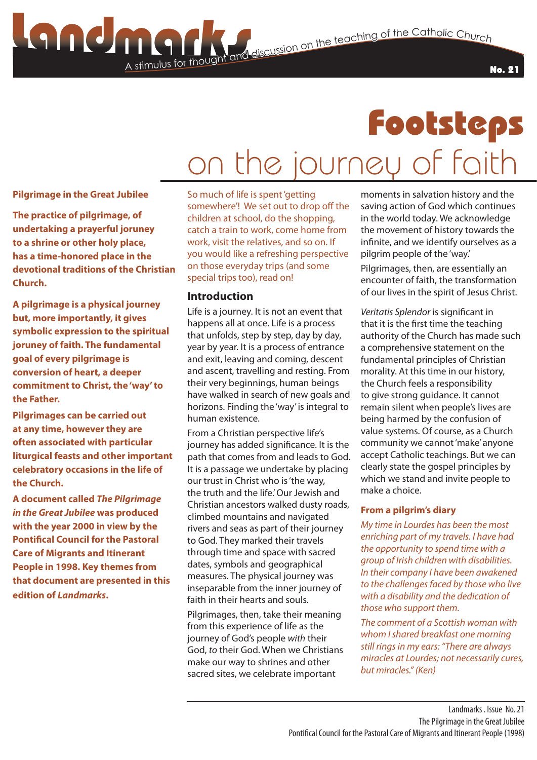# Landmarks

A stimulus for thought and discussion on the teaching of the Catholic Church

No. 21

# Footsteps

## on the journey of faith

**Pilgrimage in the Great Jubilee**

**The practice of pilgrimage, of undertaking a prayerful joruney to a shrine or other holy place, has a time-honored place in the devotional traditions of the Christian Church.**

**A pilgrimage is a physical journey but, more importantly, it gives symbolic expression to the spiritual joruney of faith. The fundamental goal of every pilgrimage is conversion of heart, a deeper commitment to Christ, the 'way' to the Father.**

**Pilgrimages can be carried out at any time, however they are often associated with particular liturgical feasts and other important celebratory occasions in the life of the Church.**

**A document called *The Pilgrimage in the Great Jubilee* was produced with the year 2000 in view by the Pontifical Council for the Pastoral Care of Migrants and Itinerant People in 1998. Key themes from that document are presented in this edition of *Landmarks*.**

So much of life is spent 'getting somewhere'! We set out to drop off the children at school, do the shopping, catch a train to work, come home from work, visit the relatives, and so on. If you would like a refreshing perspective on those everyday trips (and some special trips too), read on!

### Introduction

Life is a journey. It is not an event that happens all at once. Life is a process that unfolds, step by step, day by day, year by year. It is a process of entrance and exit, leaving and coming, descent and ascent, travelling and resting. From their very beginnings, human beings have walked in search of new goals and horizons. Finding the 'way' is integral to human existence.

From a Christian perspective life's journey has added significance. It is the path that comes from and leads to God. It is a passage we undertake by placing our trust in Christ who is 'the way, the truth and the life.' Our Jewish and Christian ancestors walked dusty roads, climbed mountains and navigated rivers and seas as part of their journey to God. They marked their travels through time and space with sacred dates, symbols and geographical measures. The physical journey was inseparable from the inner journey of faith in their hearts and souls.

Pilgrimages, then, take their meaning from this experience of life as the journey of God's people *with* their God, *to* their God. When we Christians make our way to shrines and other sacred sites, we celebrate important moments in salvation history and the saving action of God which continues in the world today. We acknowledge the movement of history towards the infinite, and we identify ourselves as a pilgrim people of the 'way.'

Pilgrimages, then, are essentially an encounter of faith, the transformation of our lives in the spirit of Jesus Christ.

*Veritatis Splendor* is significant in that it is the first time the teaching authority of the Church has made such a comprehensive statement on the fundamental principles of Christian morality. At this time in our history, the Church feels a responsibility to give strong guidance. It cannot remain silent when people's lives are being harmed by the confusion of value systems. Of course, as a Church community we cannot 'make' anyone accept Catholic teachings. But we can clearly state the gospel principles by which we stand and invite people to make a choice.

### From a pilgrim's diary

*My time in Lourdes has been the most enriching part of my travels. I have had the opportunity to spend time with a group of Irish children with disabilities. In their company I have awakened to the challenges faced by those who live with a disability and the dedication of those who support them.*

*The comment of a Scottish woman with whom I shared breakfast one morning still rings in my ears: "There are always miracles at Lourdes; not necessarily cures, but miracles." (Ken)*

Landmarks . Issue No. 21
The Pilgrimage in the Great Jubilee
Pontifical Council for the Pastoral Care of Migrants and Itinerant People (1998)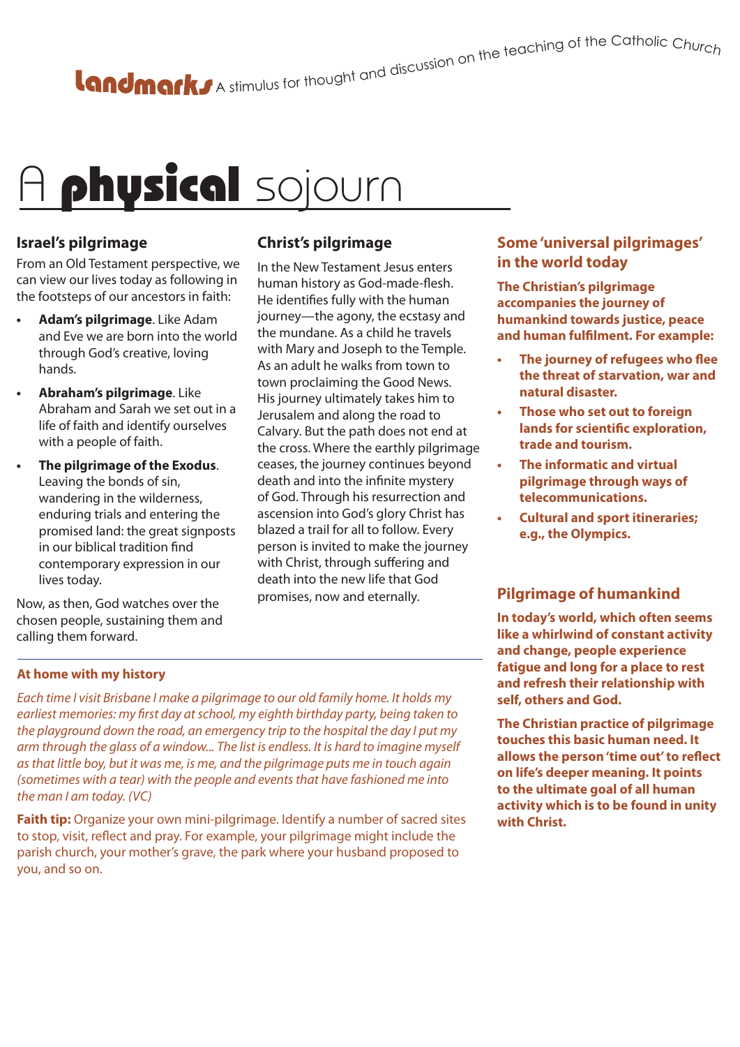# A physical sojourn

## Israel's pilgrimage

From an Old Testament perspective, we can view our lives today as following in the footsteps of our ancestors in faith:

- **Adam's pilgrimage**. Like Adam and Eve we are born into the world through God's creative, loving hands.
- **Abraham's pilgrimage**. Like Abraham and Sarah we set out in a life of faith and identify ourselves with a people of faith.
- **The pilgrimage of the Exodus**. Leaving the bonds of sin, wandering in the wilderness, enduring trials and entering the promised land: the great signposts in our biblical tradition find contemporary expression in our lives today.

Now, as then, God watches over the chosen people, sustaining them and calling them forward.

## Christ's pilgrimage

In the New Testament Jesus enters human history as God-made-flesh. He identifies fully with the human journey—the agony, the ecstasy and the mundane. As a child he travels with Mary and Joseph to the Temple. As an adult he walks from town to town proclaiming the Good News. His journey ultimately takes him to Jerusalem and along the road to Calvary. But the path does not end at the cross. Where the earthly pilgrimage ceases, the journey continues beyond death and into the infinite mystery of God. Through his resurrection and ascension into God's glory Christ has blazed a trail for all to follow. Every person is invited to make the journey with Christ, through suffering and death into the new life that God promises, now and eternally.

### At home with my history

*Each time I visit Brisbane I make a pilgrimage to our old family home. It holds my earliest memories: my first day at school, my eighth birthday party, being taken to the playground down the road, an emergency trip to the hospital the day I put my arm through the glass of a window... The list is endless. It is hard to imagine myself as that little boy, but it was me, is me, and the pilgrimage puts me in touch again (sometimes with a tear) with the people and events that have fashioned me into the man I am today. (VC)*

**Faith tip:** Organize your own mini-pilgrimage. Identify a number of sacred sites to stop, visit, reflect and pray. For example, your pilgrimage might include the parish church, your mother's grave, the park where your husband proposed to you, and so on.

## Some 'universal pilgrimages' in the world today

**The Christian's pilgrimage accompanies the journey of humankind towards justice, peace and human fulfilment. For example:**

- **The journey of refugees who flee the threat of starvation, war and natural disaster.**
- **Those who set out to foreign lands for scientific exploration, trade and tourism.**
- **The informatic and virtual pilgrimage through ways of telecommunications.**
- **Cultural and sport itineraries; e.g., the Olympics.**

## Pilgrimage of humankind

**In today's world, which often seems like a whirlwind of constant activity and change, people experience fatigue and long for a place to rest and refresh their relationship with self, others and God.**

**The Christian practice of pilgrimage touches this basic human need. It allows the person 'time out' to reflect on life's deeper meaning. It points to the ultimate goal of all human activity which is to be found in unity with Christ.**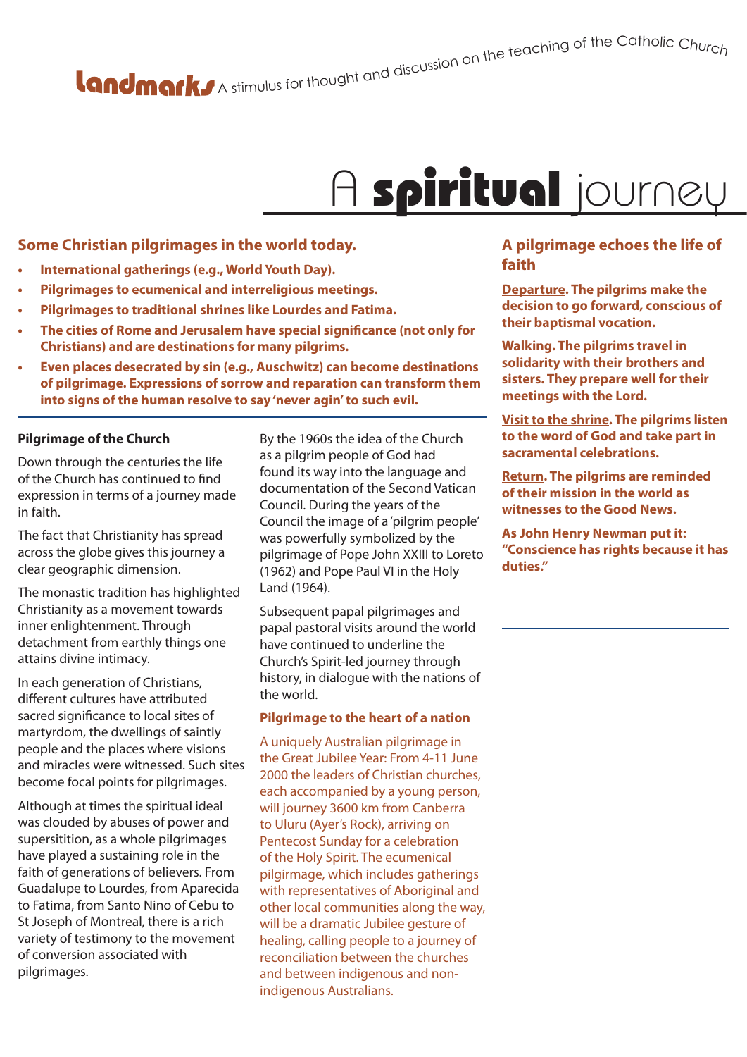**Landmarks** A stimulus for thought and discussion on the teaching of the Catholic Church

# A **spiritual** journey

## Some Christian pilgrimages in the world today.

- **International gatherings (e.g., World Youth Day).**
- **Pilgrimages to ecumenical and interreligious meetings.**
- **Pilgrimages to traditional shrines like Lourdes and Fatima.**
- **The cities of Rome and Jerusalem have special significance (not only for Christians) and are destinations for many pilgrims.**
- **Even places desecrated by sin (e.g., Auschwitz) can become destinations of pilgrimage. Expressions of sorrow and reparation can transform them into signs of the human resolve to say 'never agin' to such evil.**

### Pilgrimage of the Church

Down through the centuries the life of the Church has continued to find expression in terms of a journey made in faith.

The fact that Christianity has spread across the globe gives this journey a clear geographic dimension.

The monastic tradition has highlighted Christianity as a movement towards inner enlightenment. Through detachment from earthly things one attains divine intimacy.

In each generation of Christians, different cultures have attributed sacred significance to local sites of martyrdom, the dwellings of saintly people and the places where visions and miracles were witnessed. Such sites become focal points for pilgrimages.

Although at times the spiritual ideal was clouded by abuses of power and supersitition, as a whole pilgrimages have played a sustaining role in the faith of generations of believers. From Guadalupe to Lourdes, from Aparecida to Fatima, from Santo Nino of Cebu to St Joseph of Montreal, there is a rich variety of testimony to the movement of conversion associated with pilgrimages.

By the 1960s the idea of the Church as a pilgrim people of God had found its way into the language and documentation of the Second Vatican Council. During the years of the Council the image of a 'pilgrim people' was powerfully symbolized by the pilgrimage of Pope John XXIII to Loreto (1962) and Pope Paul VI in the Holy Land (1964).

Subsequent papal pilgrimages and papal pastoral visits around the world have continued to underline the Church's Spirit-led journey through history, in dialogue with the nations of the world.

### Pilgrimage to the heart of a nation

A uniquely Australian pilgrimage in the Great Jubilee Year: From 4-11 June 2000 the leaders of Christian churches, each accompanied by a young person, will journey 3600 km from Canberra to Uluru (Ayer's Rock), arriving on Pentecost Sunday for a celebration of the Holy Spirit. The ecumenical pilgrimage, which includes gatherings with representatives of Aboriginal and other local communities along the way, will be a dramatic Jubilee gesture of healing, calling people to a journey of reconciliation between the churches and between indigenous and non-indigenous Australians.

## A pilgrimage echoes the life of faith

**Departure. The pilgrims make the decision to go forward, conscious of their baptismal vocation.**

**Walking. The pilgrims travel in solidarity with their brothers and sisters. They prepare well for their meetings with the Lord.**

**Visit to the shrine. The pilgrims listen to the word of God and take part in sacramental celebrations.**

**Return. The pilgrims are reminded of their mission in the world as witnesses to the Good News.**

**As John Henry Newman put it: "Conscience has rights because it has duties."**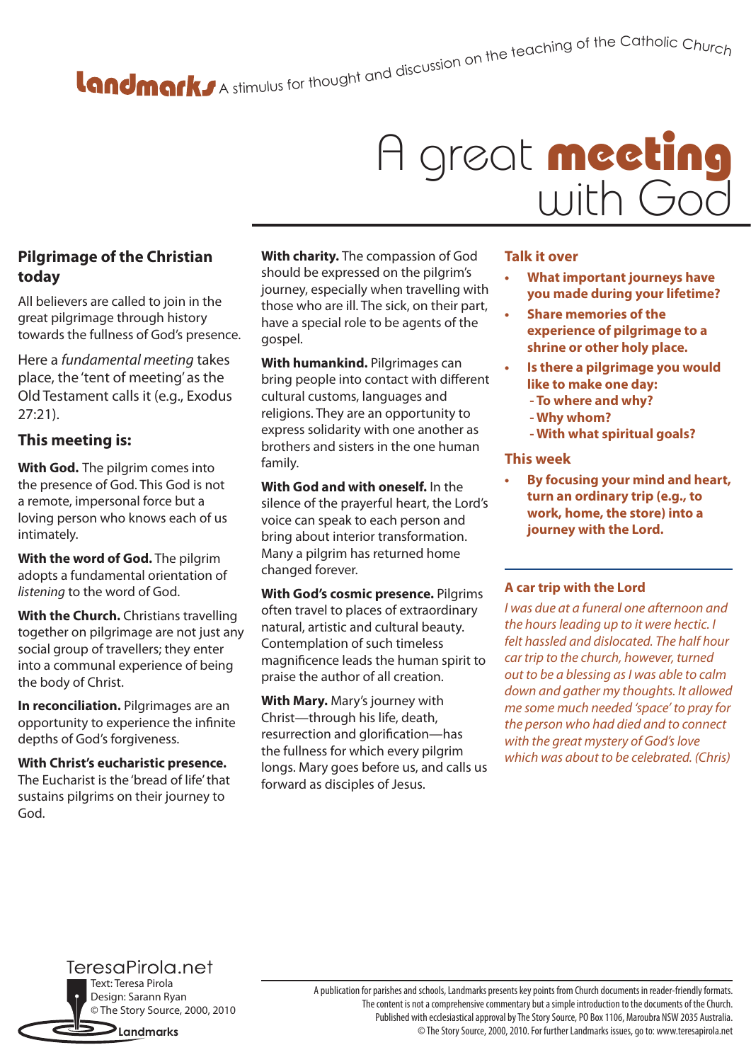**Landmarks** A stimulus for thought and discussion on the teaching of the Catholic Church

# A great **meeting** with God

## Pilgrimage of the Christian today

All believers are called to join in the great pilgrimage through history towards the fullness of God's presence.

Here a *fundamental meeting* takes place, the 'tent of meeting' as the Old Testament calls it (e.g., Exodus 27:21).

### This meeting is:

**With God.** The pilgrim comes into the presence of God. This God is not a remote, impersonal force but a loving person who knows each of us intimately.

**With the word of God.** The pilgrim adopts a fundamental orientation of *listening* to the word of God.

**With the Church.** Christians travelling together on pilgrimage are not just any social group of travellers; they enter into a communal experience of being the body of Christ.

**In reconciliation.** Pilgrimages are an opportunity to experience the infinite depths of God's forgiveness.

**With Christ's eucharistic presence.** The Eucharist is the 'bread of life' that sustains pilgrims on their journey to God.

**With charity.** The compassion of God should be expressed on the pilgrim's journey, especially when travelling with those who are ill. The sick, on their part, have a special role to be agents of the gospel.

**With humankind.** Pilgrimages can bring people into contact with different cultural customs, languages and religions. They are an opportunity to express solidarity with one another as brothers and sisters in the one human family.

**With God and with oneself.** In the silence of the prayerful heart, the Lord's voice can speak to each person and bring about interior transformation. Many a pilgrim has returned home changed forever.

**With God's cosmic presence.** Pilgrims often travel to places of extraordinary natural, artistic and cultural beauty. Contemplation of such timeless magnificence leads the human spirit to praise the author of all creation.

**With Mary.** Mary's journey with Christ—through his life, death, resurrection and glorification—has the fullness for which every pilgrim longs. Mary goes before us, and calls us forward as disciples of Jesus.

### Talk it over

- **What important journeys have you made during your lifetime?**
- **Share memories of the experience of pilgrimage to a shrine or other holy place.**
- **Is there a pilgrimage you would like to make one day:**
  - **To where and why?**
  - **Why whom?**
  - **With what spiritual goals?**

### This week

- **By focusing your mind and heart, turn an ordinary trip (e.g., to work, home, the store) into a journey with the Lord.**

### A car trip with the Lord

*I was due at a funeral one afternoon and the hours leading up to it were hectic. I felt hassled and dislocated. The half hour car trip to the church, however, turned out to be a blessing as I was able to calm down and gather my thoughts. It allowed me some much needed 'space' to pray for the person who had died and to connect with the great mystery of God's love which was about to be celebrated. (Chris)*

TeresaPirola.net
Text: Teresa Pirola
Design: Sarann Ryan
© The Story Source, 2000, 2010
Landmarks

A publication for parishes and schools, Landmarks presents key points from Church documents in reader-friendly formats. The content is not a comprehensive commentary but a simple introduction to the documents of the Church. Published with ecclesiastical approval by The Story Source, PO Box 1106, Maroubra NSW 2035 Australia. © The Story Source, 2000, 2010. For further Landmarks issues, go to: www.teresapirola.net